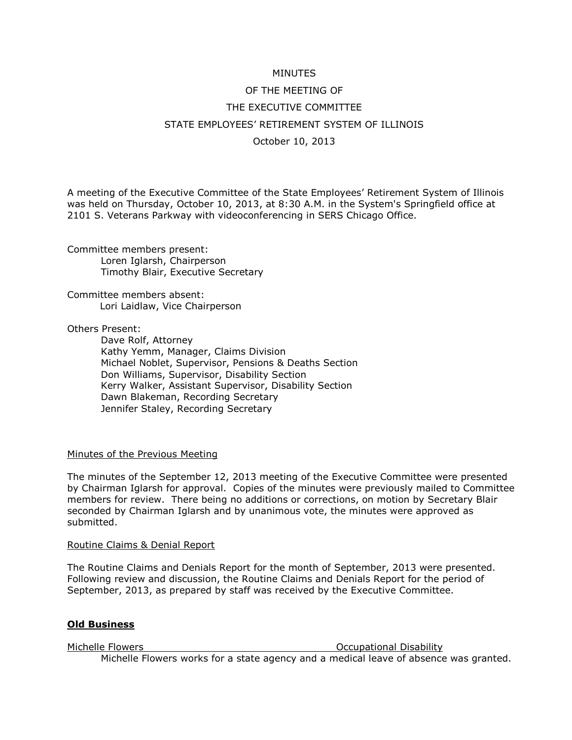MINUTES

OF THE MEETING OF

THE EXECUTIVE COMMITTEE

STATE EMPLOYEES' RETIREMENT SYSTEM OF ILLINOIS

October 10, 2013

A meeting of the Executive Committee of the State Employees' Retirement System of Illinois was held on Thursday, October 10, 2013, at 8:30 A.M. in the System's Springfield office at 2101 S. Veterans Parkway with videoconferencing in SERS Chicago Office.

Committee members present:
- Loren Iglarsh, Chairperson
- Timothy Blair, Executive Secretary

Committee members absent:
- Lori Laidlaw, Vice Chairperson

Others Present:
- Dave Rolf, Attorney
- Kathy Yemm, Manager, Claims Division
- Michael Noblet, Supervisor, Pensions & Deaths Section
- Don Williams, Supervisor, Disability Section
- Kerry Walker, Assistant Supervisor, Disability Section
- Dawn Blakeman, Recording Secretary
- Jennifer Staley, Recording Secretary

Minutes of the Previous Meeting

The minutes of the September 12, 2013 meeting of the Executive Committee were presented by Chairman Iglarsh for approval. Copies of the minutes were previously mailed to Committee members for review. There being no additions or corrections, on motion by Secretary Blair seconded by Chairman Iglarsh and by unanimous vote, the minutes were approved as submitted.

Routine Claims & Denial Report

The Routine Claims and Denials Report for the month of September, 2013 were presented. Following review and discussion, the Routine Claims and Denials Report for the period of September, 2013, as prepared by staff was received by the Executive Committee.

**Old Business**

Michelle Flowers — Occupational Disability

Michelle Flowers works for a state agency and a medical leave of absence was granted.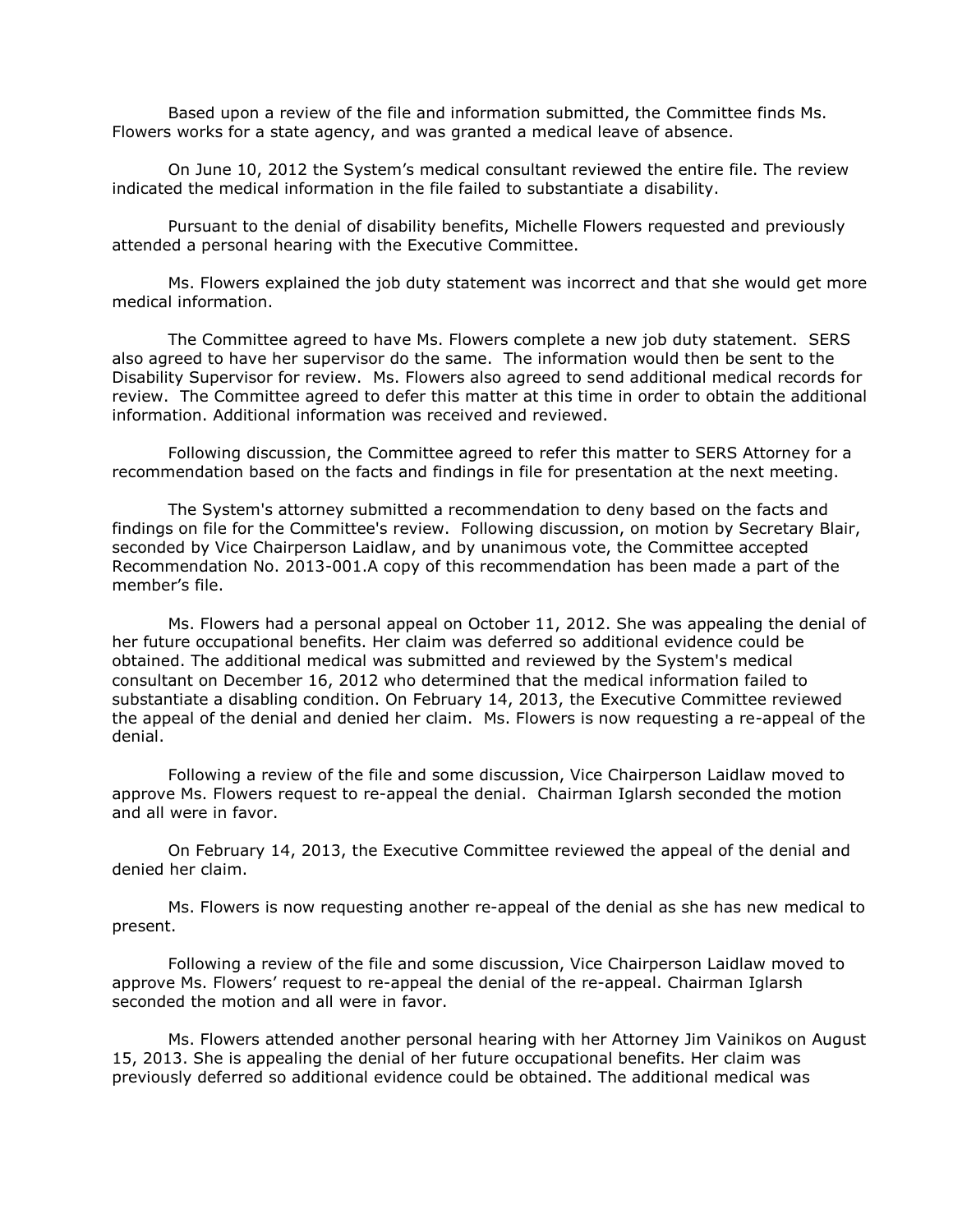Based upon a review of the file and information submitted, the Committee finds Ms. Flowers works for a state agency, and was granted a medical leave of absence.

On June 10, 2012 the System's medical consultant reviewed the entire file. The review indicated the medical information in the file failed to substantiate a disability.

Pursuant to the denial of disability benefits, Michelle Flowers requested and previously attended a personal hearing with the Executive Committee.

Ms. Flowers explained the job duty statement was incorrect and that she would get more medical information.

The Committee agreed to have Ms. Flowers complete a new job duty statement. SERS also agreed to have her supervisor do the same. The information would then be sent to the Disability Supervisor for review. Ms. Flowers also agreed to send additional medical records for review. The Committee agreed to defer this matter at this time in order to obtain the additional information. Additional information was received and reviewed.

Following discussion, the Committee agreed to refer this matter to SERS Attorney for a recommendation based on the facts and findings in file for presentation at the next meeting.

The System's attorney submitted a recommendation to deny based on the facts and findings on file for the Committee's review. Following discussion, on motion by Secretary Blair, seconded by Vice Chairperson Laidlaw, and by unanimous vote, the Committee accepted Recommendation No. 2013-001.A copy of this recommendation has been made a part of the member's file.

Ms. Flowers had a personal appeal on October 11, 2012. She was appealing the denial of her future occupational benefits. Her claim was deferred so additional evidence could be obtained. The additional medical was submitted and reviewed by the System's medical consultant on December 16, 2012 who determined that the medical information failed to substantiate a disabling condition. On February 14, 2013, the Executive Committee reviewed the appeal of the denial and denied her claim. Ms. Flowers is now requesting a re-appeal of the denial.

Following a review of the file and some discussion, Vice Chairperson Laidlaw moved to approve Ms. Flowers request to re-appeal the denial. Chairman Iglarsh seconded the motion and all were in favor.

On February 14, 2013, the Executive Committee reviewed the appeal of the denial and denied her claim.

Ms. Flowers is now requesting another re-appeal of the denial as she has new medical to present.

Following a review of the file and some discussion, Vice Chairperson Laidlaw moved to approve Ms. Flowers' request to re-appeal the denial of the re-appeal. Chairman Iglarsh seconded the motion and all were in favor.

Ms. Flowers attended another personal hearing with her Attorney Jim Vainikos on August 15, 2013. She is appealing the denial of her future occupational benefits. Her claim was previously deferred so additional evidence could be obtained. The additional medical was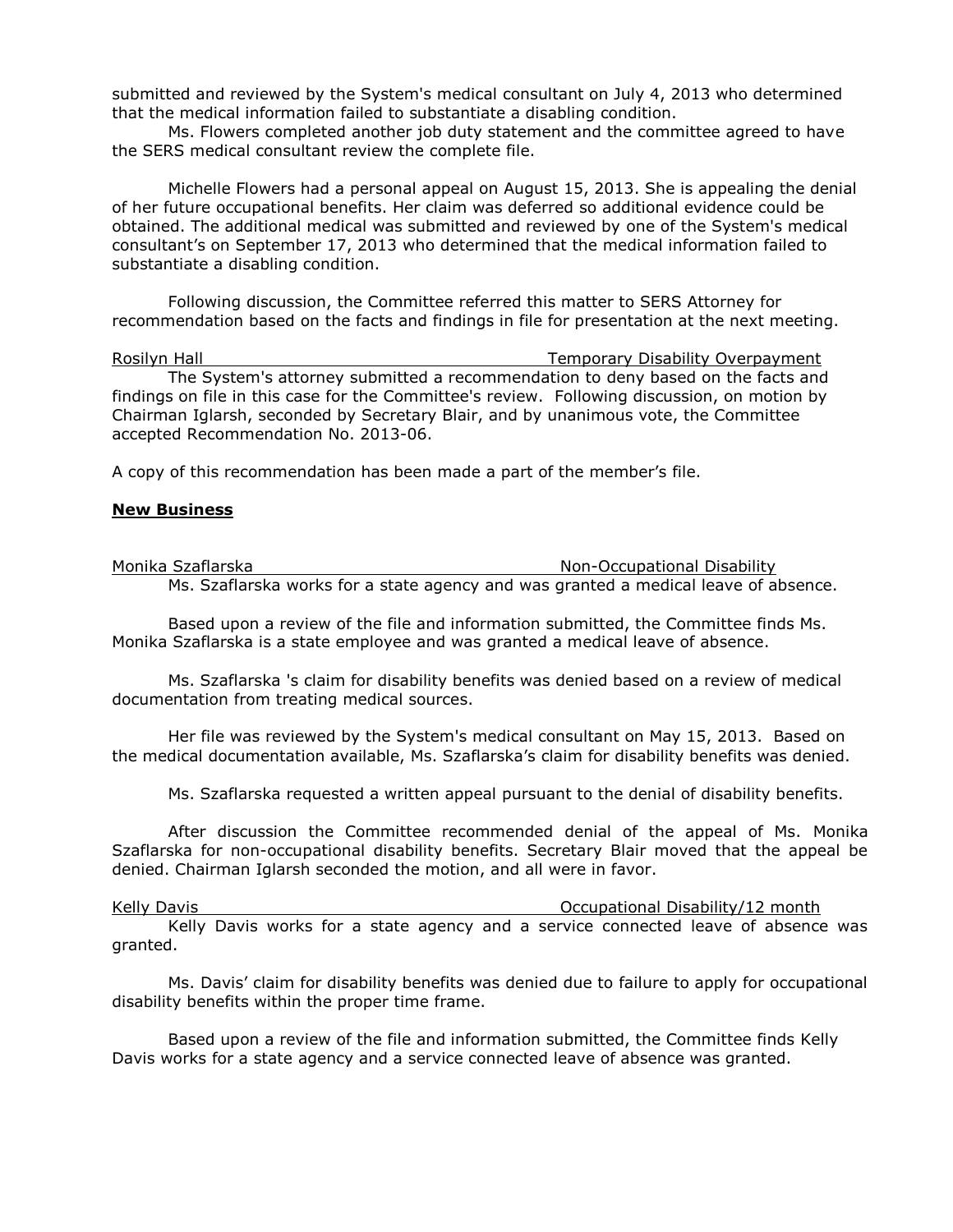submitted and reviewed by the System's medical consultant on July 4, 2013 who determined that the medical information failed to substantiate a disabling condition.

Ms. Flowers completed another job duty statement and the committee agreed to have the SERS medical consultant review the complete file.

Michelle Flowers had a personal appeal on August 15, 2013. She is appealing the denial of her future occupational benefits. Her claim was deferred so additional evidence could be obtained. The additional medical was submitted and reviewed by one of the System's medical consultant's on September 17, 2013 who determined that the medical information failed to substantiate a disabling condition.

Following discussion, the Committee referred this matter to SERS Attorney for recommendation based on the facts and findings in file for presentation at the next meeting.

Rosilyn Hall — Temporary Disability Overpayment

The System's attorney submitted a recommendation to deny based on the facts and findings on file in this case for the Committee's review. Following discussion, on motion by Chairman Iglarsh, seconded by Secretary Blair, and by unanimous vote, the Committee accepted Recommendation No. 2013-06.

A copy of this recommendation has been made a part of the member's file.

## New Business

Monika Szaflarska — Non-Occupational Disability

Ms. Szaflarska works for a state agency and was granted a medical leave of absence.

Based upon a review of the file and information submitted, the Committee finds Ms. Monika Szaflarska is a state employee and was granted a medical leave of absence.

Ms. Szaflarska 's claim for disability benefits was denied based on a review of medical documentation from treating medical sources.

Her file was reviewed by the System's medical consultant on May 15, 2013. Based on the medical documentation available, Ms. Szaflarska's claim for disability benefits was denied.

Ms. Szaflarska requested a written appeal pursuant to the denial of disability benefits.

After discussion the Committee recommended denial of the appeal of Ms. Monika Szaflarska for non-occupational disability benefits. Secretary Blair moved that the appeal be denied. Chairman Iglarsh seconded the motion, and all were in favor.

Kelly Davis — Occupational Disability/12 month

Kelly Davis works for a state agency and a service connected leave of absence was granted.

Ms. Davis' claim for disability benefits was denied due to failure to apply for occupational disability benefits within the proper time frame.

Based upon a review of the file and information submitted, the Committee finds Kelly Davis works for a state agency and a service connected leave of absence was granted.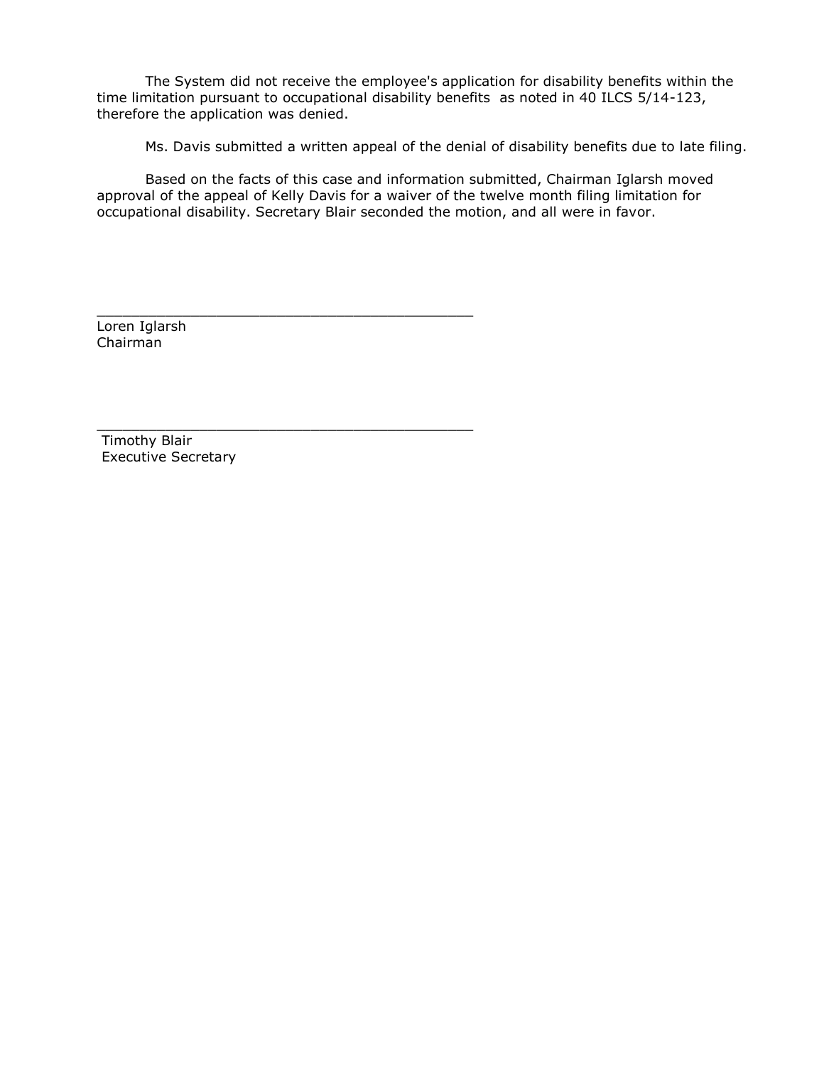The System did not receive the employee's application for disability benefits within the time limitation pursuant to occupational disability benefits as noted in 40 ILCS 5/14-123, therefore the application was denied.

Ms. Davis submitted a written appeal of the denial of disability benefits due to late filing.

Based on the facts of this case and information submitted, Chairman Iglarsh moved approval of the appeal of Kelly Davis for a waiver of the twelve month filing limitation for occupational disability. Secretary Blair seconded the motion, and all were in favor.

______________________________________________
Loren Iglarsh
Chairman

______________________________________________
Timothy Blair
Executive Secretary